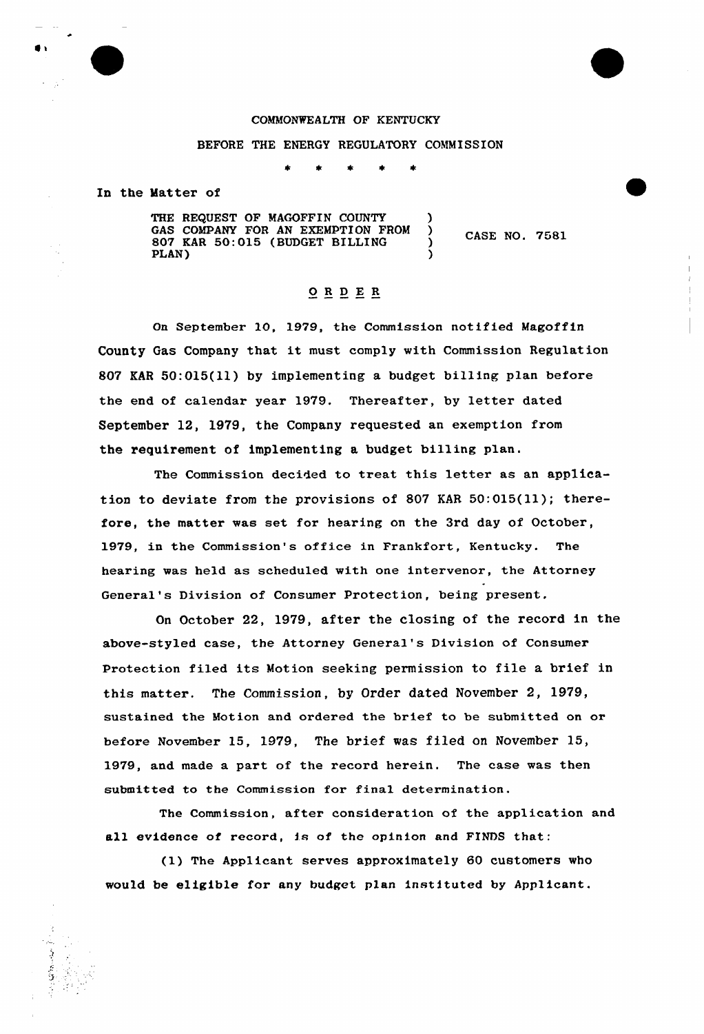COMMONWEALTH OF KENTUCKY

BEFORE THE ENERGY REGULATORY COMMISSION

\* \* \* \* \*

In the Matter of

| | | |
|---|---|---|
| THE REQUEST OF MAGOFFIN COUNTY GAS COMPANY FOR AN EXEMPTION FROM 807 KAR 50:015 (BUDGET BILLING PLAN) | ) | CASE NO. 7581 |

## O R D E R

On September 10, 1979, the Commission notified Magoffin County Gas Company that it must comply with Commission Regulation 807 KAR 50:015(11) by implementing a budget billing plan before the end of calendar year 1979. Thereafter, by letter dated September 12, 1979, the Company requested an exemption from the requirement of implementing a budget billing plan.

The Commission decided to treat this letter as an application to deviate from the provisions of 807 KAR 50:015(11); therefore, the matter was set for hearing on the 3rd day of October, 1979, in the Commission's office in Frankfort, Kentucky. The hearing was held as scheduled with one intervenor, the Attorney General's Division of Consumer Protection, being present.

On October 22, 1979, after the closing of the record in the above-styled case, the Attorney General's Division of Consumer Protection filed its Motion seeking permission to file a brief in this matter. The Commission, by Order dated November 2, 1979, sustained the Motion and ordered the brief to be submitted on or before November 15, 1979, The brief was filed on November 15, 1979, and made a part of the record herein. The case was then submitted to the Commission for final determination.

The Commission, after consideration of the application and all evidence of record, is of the opinion and FINDS that:

(1) The Applicant serves approximately 60 customers who would be eligible for any budget plan instituted by Applicant.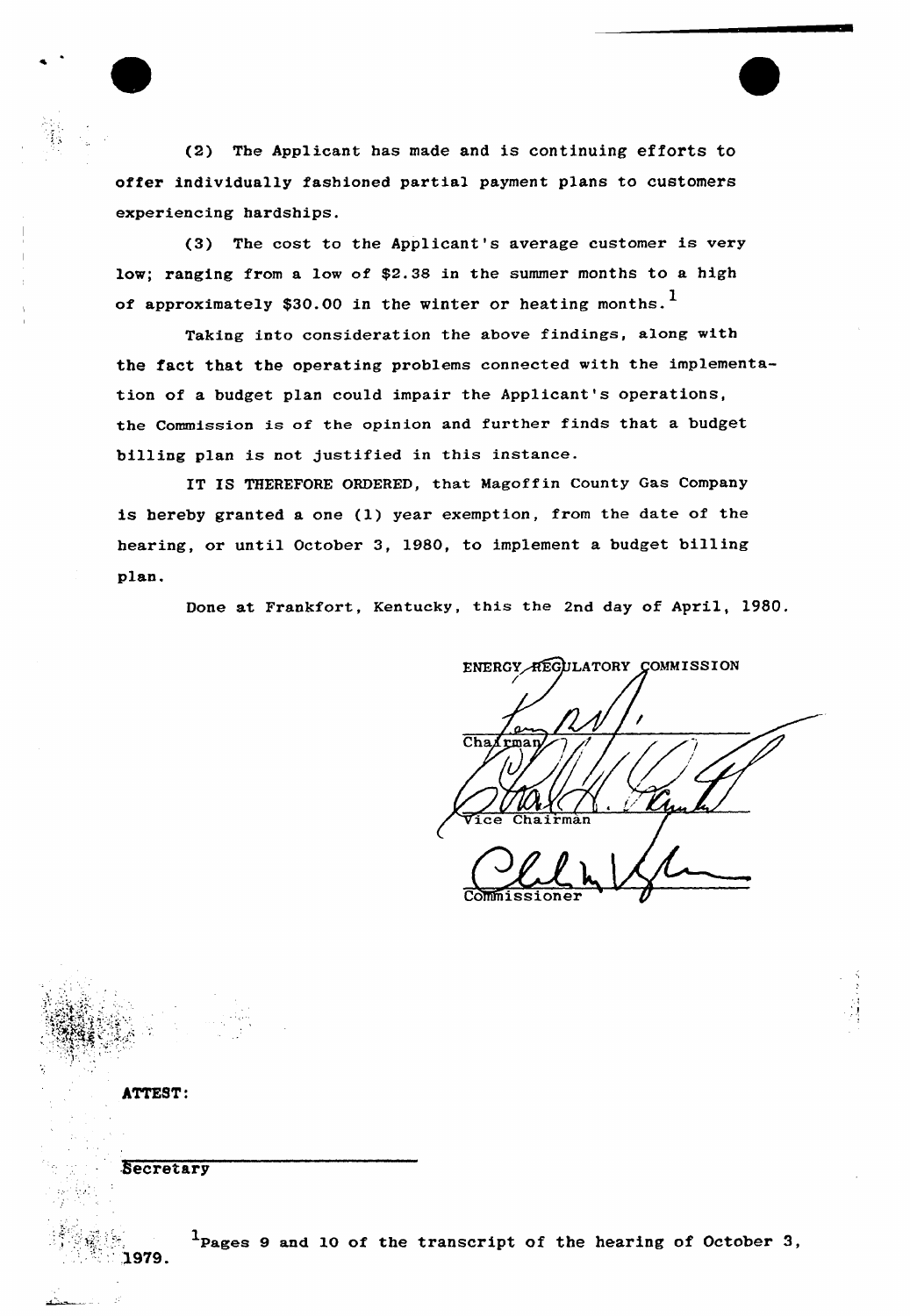(2) The Applicant has made and is continuing efforts to offer individually fashioned partial payment plans to customers experiencing hardships.

(3) The cost to the Applicant's average customer is very low; ranging from a low of $2.38 in the summer months to a high of approximately $30.00 in the winter or heating months.[1]

Taking into consideration the above findings, along with the fact that the operating problems connected with the implementation of a budget plan could impair the Applicant's operations, the Commission is of the opinion and further finds that a budget billing plan is not justified in this instance.

IT IS THEREFORE ORDERED, that Magoffin County Gas Company is hereby granted a one (1) year exemption, from the date of the hearing, or until October 3, 1980, to implement a budget billing plan.

Done at Frankfort, Kentucky, this the 2nd day of April, 1980.

ENERGY REGULATORY COMMISSION

Chairman

Vice Chairman

Commissioner

ATTEST:

Secretary

[1] Pages 9 and 10 of the transcript of the hearing of October 3, 1979.